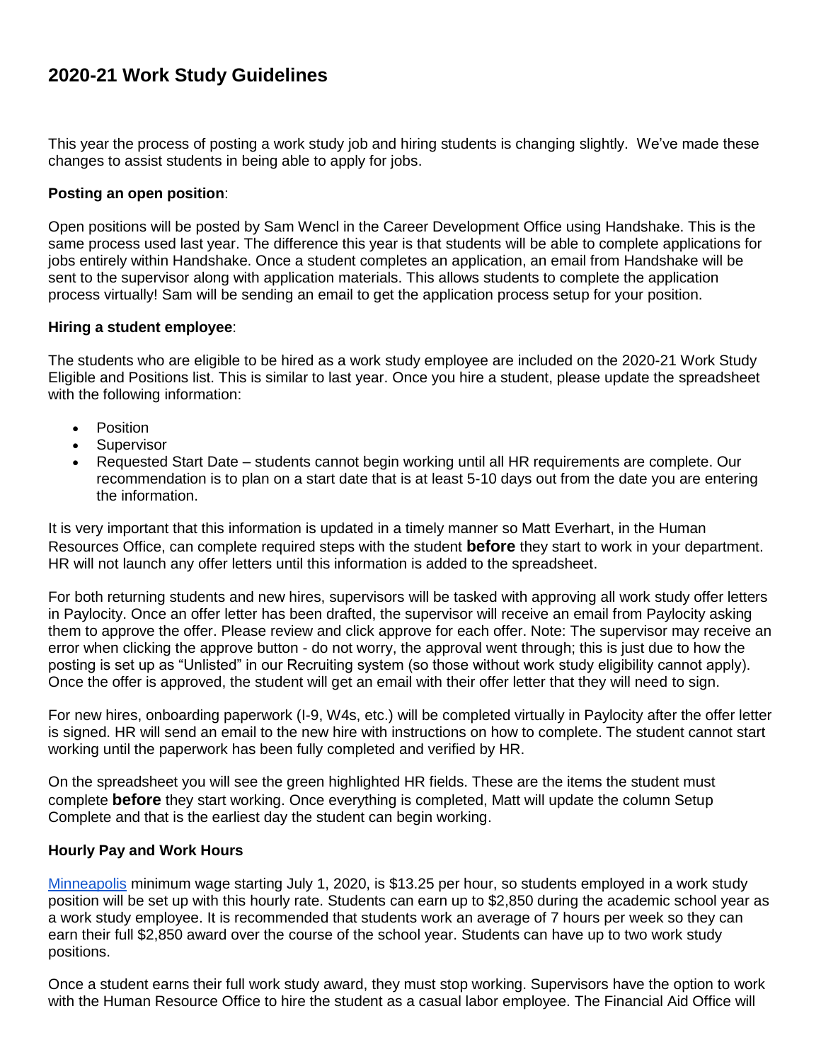# 2020-21 Work Study Guidelines

This year the process of posting a work study job and hiring students is changing slightly. We've made these changes to assist students in being able to apply for jobs.

**Posting an open position**:

Open positions will be posted by Sam Wencl in the Career Development Office using Handshake. This is the same process used last year. The difference this year is that students will be able to complete applications for jobs entirely within Handshake. Once a student completes an application, an email from Handshake will be sent to the supervisor along with application materials. This allows students to complete the application process virtually! Sam will be sending an email to get the application process setup for your position.

**Hiring a student employee**:

The students who are eligible to be hired as a work study employee are included on the 2020-21 Work Study Eligible and Positions list. This is similar to last year. Once you hire a student, please update the spreadsheet with the following information:

- Position
- Supervisor
- Requested Start Date – students cannot begin working until all HR requirements are complete. Our recommendation is to plan on a start date that is at least 5-10 days out from the date you are entering the information.

It is very important that this information is updated in a timely manner so Matt Everhart, in the Human Resources Office, can complete required steps with the student **before** they start to work in your department. HR will not launch any offer letters until this information is added to the spreadsheet.

For both returning students and new hires, supervisors will be tasked with approving all work study offer letters in Paylocity. Once an offer letter has been drafted, the supervisor will receive an email from Paylocity asking them to approve the offer. Please review and click approve for each offer. Note: The supervisor may receive an error when clicking the approve button - do not worry, the approval went through; this is just due to how the posting is set up as "Unlisted" in our Recruiting system (so those without work study eligibility cannot apply). Once the offer is approved, the student will get an email with their offer letter that they will need to sign.

For new hires, onboarding paperwork (I-9, W4s, etc.) will be completed virtually in Paylocity after the offer letter is signed. HR will send an email to the new hire with instructions on how to complete. The student cannot start working until the paperwork has been fully completed and verified by HR.

On the spreadsheet you will see the green highlighted HR fields. These are the items the student must complete **before** they start working. Once everything is completed, Matt will update the column Setup Complete and that is the earliest day the student can begin working.

**Hourly Pay and Work Hours**

Minneapolis minimum wage starting July 1, 2020, is $13.25 per hour, so students employed in a work study position will be set up with this hourly rate. Students can earn up to $2,850 during the academic school year as a work study employee. It is recommended that students work an average of 7 hours per week so they can earn their full $2,850 award over the course of the school year. Students can have up to two work study positions.

Once a student earns their full work study award, they must stop working. Supervisors have the option to work with the Human Resource Office to hire the student as a casual labor employee. The Financial Aid Office will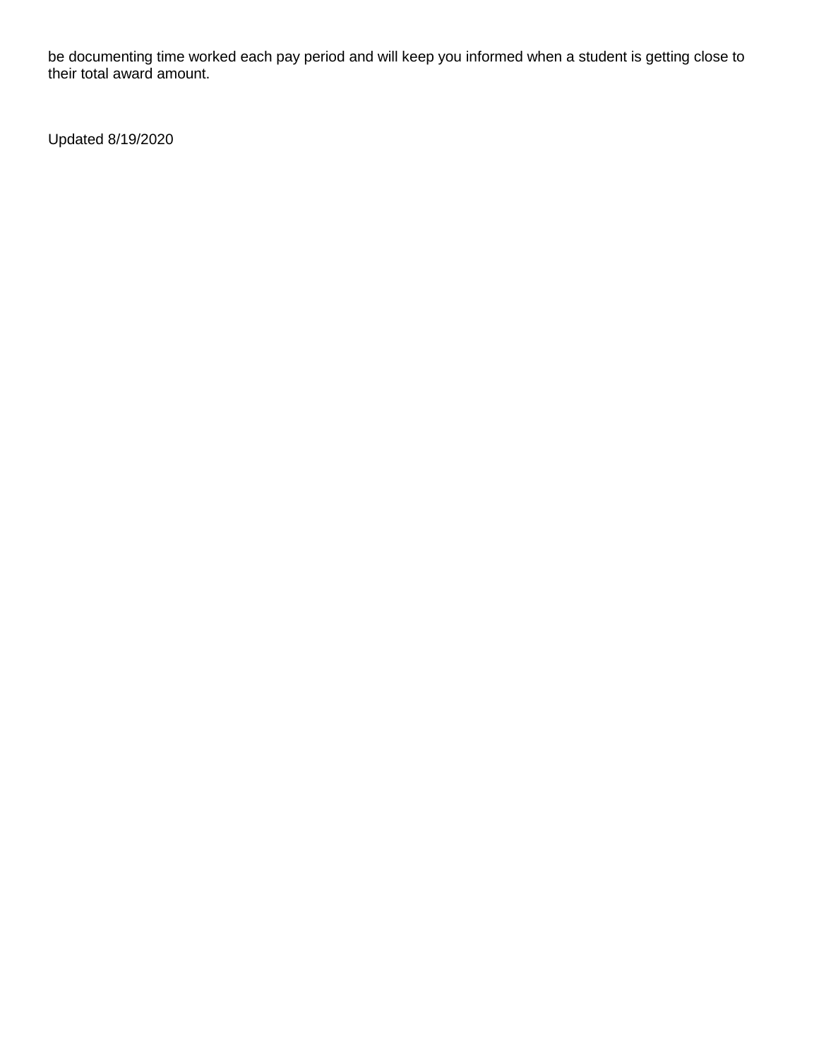be documenting time worked each pay period and will keep you informed when a student is getting close to their total award amount.

Updated 8/19/2020